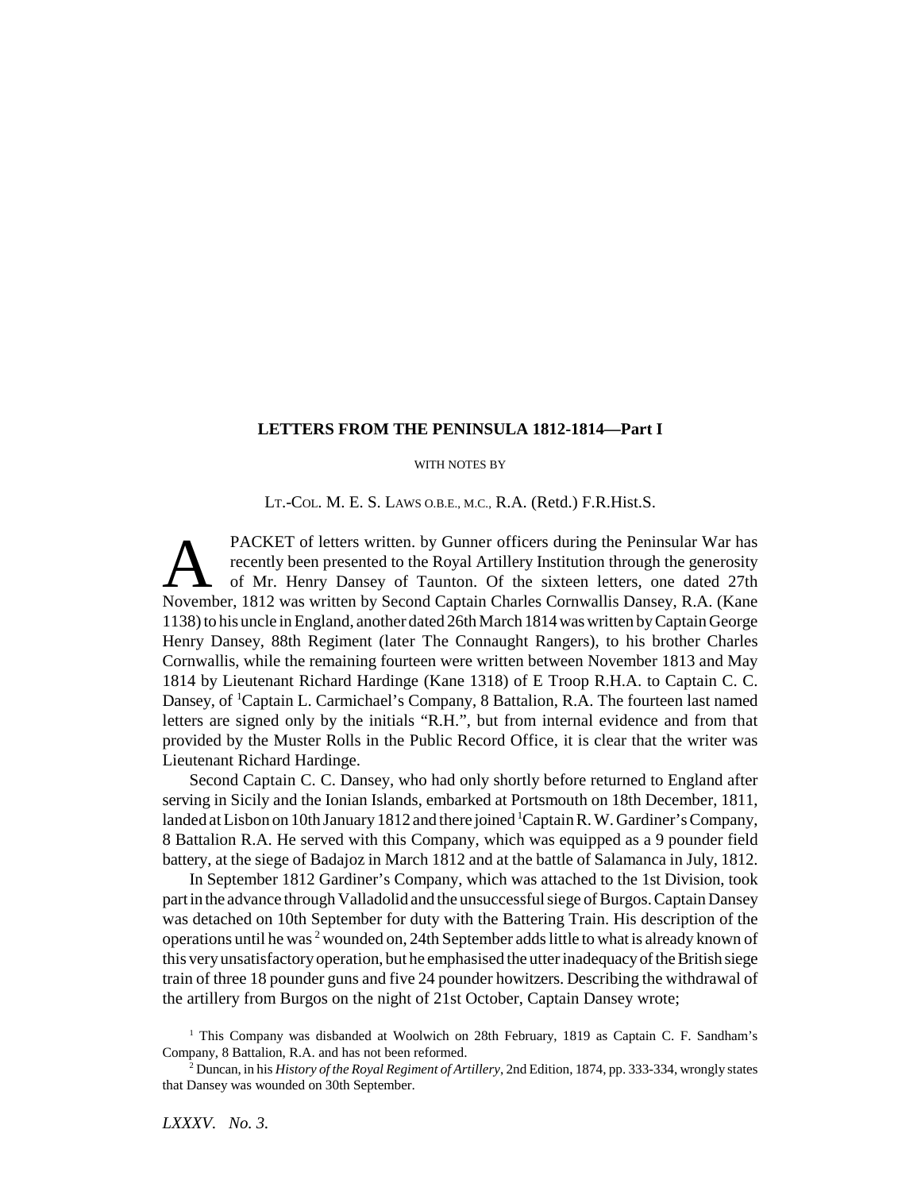## LETTERS FROM THE PENINSULA 1812-1814—Part I

WITH NOTES BY

LT.-COL. M. E. S. LAWS O.B.E., M.C., R.A. (Retd.) F.R.Hist.S.

A PACKET of letters written. by Gunner officers during the Peninsular War has recently been presented to the Royal Artillery Institution through the generosity of Mr. Henry Dansey of Taunton. Of the sixteen letters, one dated 27th November, 1812 was written by Second Captain Charles Cornwallis Dansey, R.A. (Kane 1138) to his uncle in England, another dated 26th March 1814 was written by Captain George Henry Dansey, 88th Regiment (later The Connaught Rangers), to his brother Charles Cornwallis, while the remaining fourteen were written between November 1813 and May 1814 by Lieutenant Richard Hardinge (Kane 1318) of E Troop R.H.A. to Captain C. C. Dansey, of [1]Captain L. Carmichael's Company, 8 Battalion, R.A. The fourteen last named letters are signed only by the initials "R.H.", but from internal evidence and from that provided by the Muster Rolls in the Public Record Office, it is clear that the writer was Lieutenant Richard Hardinge.

Second Captain C. C. Dansey, who had only shortly before returned to England after serving in Sicily and the Ionian Islands, embarked at Portsmouth on 18th December, 1811, landed at Lisbon on 10th January 1812 and there joined [1]Captain R. W. Gardiner's Company, 8 Battalion R.A. He served with this Company, which was equipped as a 9 pounder field battery, at the siege of Badajoz in March 1812 and at the battle of Salamanca in July, 1812.

In September 1812 Gardiner's Company, which was attached to the 1st Division, took part in the advance through Valladolid and the unsuccessful siege of Burgos. Captain Dansey was detached on 10th September for duty with the Battering Train. His description of the operations until he was [2] wounded on, 24th September adds little to what is already known of this very unsatisfactory operation, but he emphasised the utter inadequacy of the British siege train of three 18 pounder guns and five 24 pounder howitzers. Describing the withdrawal of the artillery from Burgos on the night of 21st October, Captain Dansey wrote;

[1] This Company was disbanded at Woolwich on 28th February, 1819 as Captain C. F. Sandham's Company, 8 Battalion, R.A. and has not been reformed.

[2] Duncan, in his *History of the Royal Regiment of Artillery*, 2nd Edition, 1874, pp. 333-334, wrongly states that Dansey was wounded on 30th September.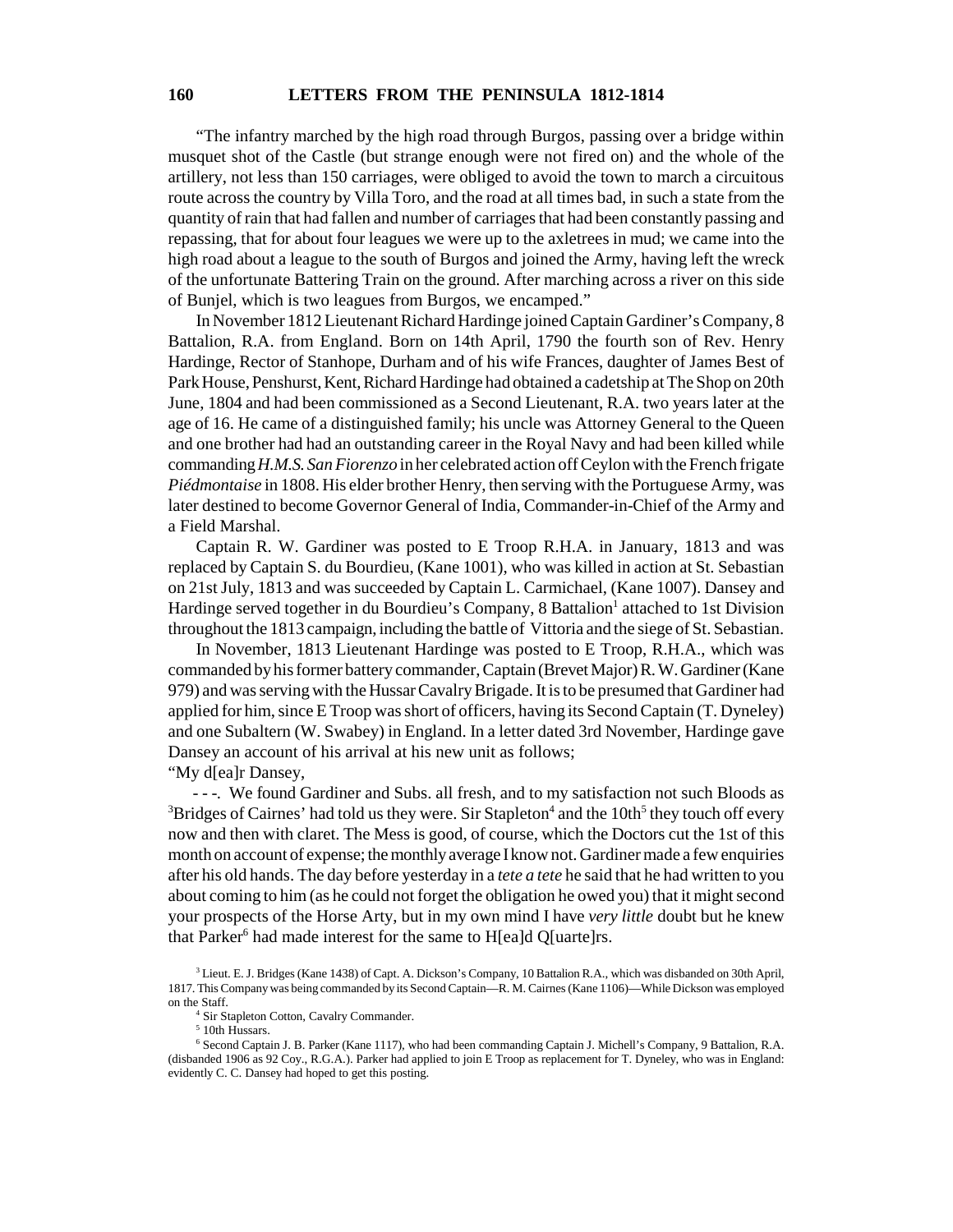"The infantry marched by the high road through Burgos, passing over a bridge within musquet shot of the Castle (but strange enough were not fired on) and the whole of the artillery, not less than 150 carriages, were obliged to avoid the town to march a circuitous route across the country by Villa Toro, and the road at all times bad, in such a state from the quantity of rain that had fallen and number of carriages that had been constantly passing and repassing, that for about four leagues we were up to the axletrees in mud; we came into the high road about a league to the south of Burgos and joined the Army, having left the wreck of the unfortunate Battering Train on the ground. After marching across a river on this side of Bunjel, which is two leagues from Burgos, we encamped."

In November 1812 Lieutenant Richard Hardinge joined Captain Gardiner's Company, 8 Battalion, R.A. from England. Born on 14th April, 1790 the fourth son of Rev. Henry Hardinge, Rector of Stanhope, Durham and of his wife Frances, daughter of James Best of Park House, Penshurst, Kent, Richard Hardinge had obtained a cadetship at The Shop on 20th June, 1804 and had been commissioned as a Second Lieutenant, R.A. two years later at the age of 16. He came of a distinguished family; his uncle was Attorney General to the Queen and one brother had an outstanding career in the Royal Navy and had been killed while commanding *H.M.S. San Fiorenzo* in her celebrated action off Ceylon with the French frigate *Piédmontaise* in 1808. His elder brother Henry, then serving with the Portuguese Army, was later destined to become Governor General of India, Commander-in-Chief of the Army and a Field Marshal.

Captain R. W. Gardiner was posted to E Troop R.H.A. in January, 1813 and was replaced by Captain S. du Bourdieu, (Kane 1001), who was killed in action at St. Sebastian on 21st July, 1813 and was succeeded by Captain L. Carmichael, (Kane 1007). Dansey and Hardinge served together in du Bourdieu's Company, 8 Battalion[1] attached to 1st Division throughout the 1813 campaign, including the battle of Vittoria and the siege of St. Sebastian.

In November, 1813 Lieutenant Hardinge was posted to E Troop, R.H.A., which was commanded by his former battery commander, Captain (Brevet Major) R. W. Gardiner (Kane 979) and was serving with the Hussar Cavalry Brigade. It is to be presumed that Gardiner had applied for him, since E Troop was short of officers, having its Second Captain (T. Dyneley) and one Subaltern (W. Swabey) in England. In a letter dated 3rd November, Hardinge gave Dansey an account of his arrival at his new unit as follows;

"My d[ea]r Dansey,

- - -. We found Gardiner and Subs. all fresh, and to my satisfaction not such Bloods as [3]Bridges of Cairnes' had told us they were. Sir Stapleton[4] and the 10th[5] they touch off every now and then with claret. The Mess is good, of course, which the Doctors cut the 1st of this month on account of expense; the monthly average I know not. Gardiner made a few enquiries after his old hands. The day before yesterday in a *tete a tete* he said that he had written to you about coming to him (as he could not forget the obligation he owed you) that it might second your prospects of the Horse Arty, but in my own mind I have *very little* doubt but he knew that Parker[6] had made interest for the same to H[ea]d Q[uarte]rs.

[3] Lieut. E. J. Bridges (Kane 1438) of Capt. A. Dickson's Company, 10 Battalion R.A., which was disbanded on 30th April, 1817. This Company was being commanded by its Second Captain—R. M. Cairnes (Kane 1106)—While Dickson was employed on the Staff.

[4] Sir Stapleton Cotton, Cavalry Commander.

[5] 10th Hussars.

[6] Second Captain J. B. Parker (Kane 1117), who had been commanding Captain J. Michell's Company, 9 Battalion, R.A. (disbanded 1906 as 92 Coy., R.G.A.). Parker had applied to join E Troop as replacement for T. Dyneley, who was in England: evidently C. C. Dansey had hoped to get this posting.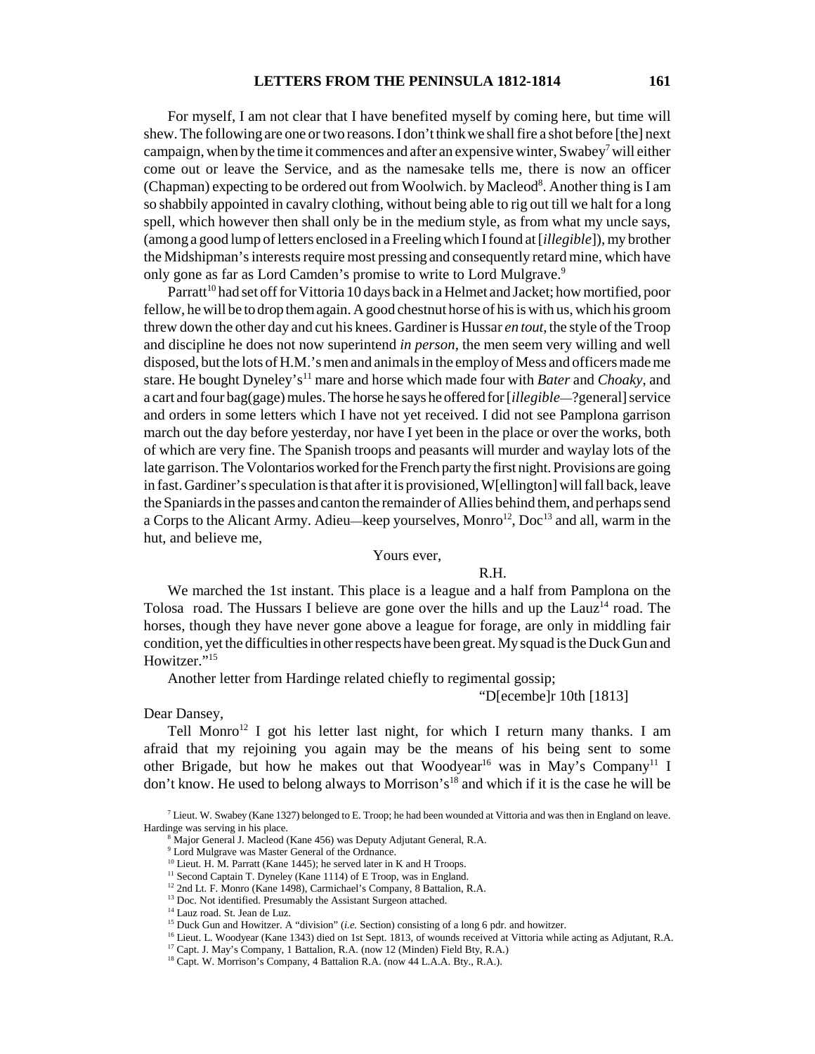For myself, I am not clear that I have benefited myself by coming here, but time will shew. The following are one or two reasons. I don't think we shall fire a shot before [the] next campaign, when by the time it commences and after an expensive winter, Swabey[7] will either come out or leave the Service, and as the namesake tells me, there is now an officer (Chapman) expecting to be ordered out from Woolwich. by Macleod[8]. Another thing is I am so shabbily appointed in cavalry clothing, without being able to rig out till we halt for a long spell, which however then shall only be in the medium style, as from what my uncle says, (among a good lump of letters enclosed in a Freeling which I found at [*illegible*]), my brother the Midshipman's interests require most pressing and consequently retard mine, which have only gone as far as Lord Camden's promise to write to Lord Mulgrave.[9]

Parratt[10] had set off for Vittoria 10 days back in a Helmet and Jacket; how mortified, poor fellow, he will be to drop them again. A good chestnut horse of his is with us, which his groom threw down the other day and cut his knees. Gardiner is Hussar *en tout*, the style of the Troop and discipline he does not now superintend *in person*, the men seem very willing and well disposed, but the lots of H.M.'s men and animals in the employ of Mess and officers made me stare. He bought Dyneley's[11] mare and horse which made four with *Bater* and *Choaky*, and a cart and four bag(gage) mules. The horse he says he offered for [*illegible*—?general] service and orders in some letters which I have not yet received. I did not see Pamplona garrison march out the day before yesterday, nor have I yet been in the place or over the works, both of which are very fine. The Spanish troops and peasants will murder and waylay lots of the late garrison. The Volontarios worked for the French party the first night. Provisions are going in fast. Gardiner's speculation is that after it is provisioned, W[ellington] will fall back, leave the Spaniards in the passes and canton the remainder of Allies behind them, and perhaps send a Corps to the Alicant Army. Adieu—keep yourselves, Monro[12], Doc[13] and all, warm in the hut, and believe me,

Yours ever,

R.H.

We marched the 1st instant. This place is a league and a half from Pamplona on the Tolosa road. The Hussars I believe are gone over the hills and up the Lauz[14] road. The horses, though they have never gone above a league for forage, are only in middling fair condition, yet the difficulties in other respects have been great. My squad is the Duck Gun and Howitzer."[15]

Another letter from Hardinge related chiefly to regimental gossip;

"D[ecembe]r 10th [1813]

Dear Dansey,

Tell Monro[12] I got his letter last night, for which I return many thanks. I am afraid that my rejoining you again may be the means of his being sent to some other Brigade, but how he makes out that Woodyear[16] was in May's Company[11] I don't know. He used to belong always to Morrison's[18] and which if it is the case he will be

---

[7] Lieut. W. Swabey (Kane 1327) belonged to E. Troop; he had been wounded at Vittoria and was then in England on leave. Hardinge was serving in his place.

[8] Major General J. Macleod (Kane 456) was Deputy Adjutant General, R.A.

[9] Lord Mulgrave was Master General of the Ordnance.

[10] Lieut. H. M. Parratt (Kane 1445); he served later in K and H Troops.

[11] Second Captain T. Dyneley (Kane 1114) of E Troop, was in England.

[12] 2nd Lt. F. Monro (Kane 1498), Carmichael's Company, 8 Battalion, R.A.

[13] Doc. Not identified. Presumably the Assistant Surgeon attached.

[14] Lauz road. St. Jean de Luz.

[15] Duck Gun and Howitzer. A "division" (*i.e.* Section) consisting of a long 6 pdr. and howitzer.

[16] Lieut. L. Woodyear (Kane 1343) died on 1st Sept. 1813, of wounds received at Vittoria while acting as Adjutant, R.A.

[17] Capt. J. May's Company, 1 Battalion, R.A. (now 12 (Minden) Field Bty, R.A.)

[18] Capt. W. Morrison's Company, 4 Battalion R.A. (now 44 L.A.A. Bty., R.A.).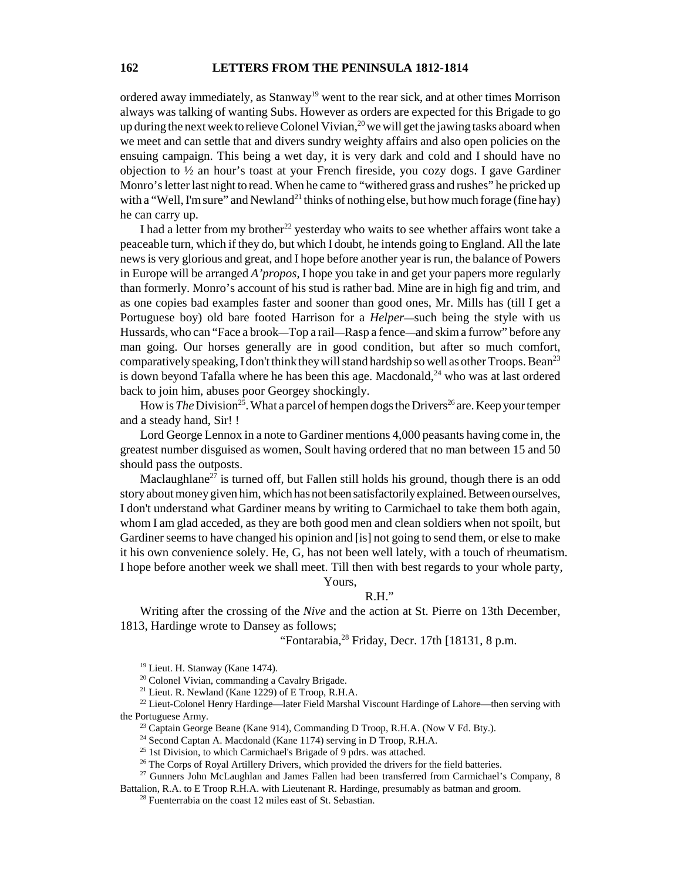ordered away immediately, as Stanway[19] went to the rear sick, and at other times Morrison always was talking of wanting Subs. However as orders are expected for this Brigade to go up during the next week to relieve Colonel Vivian,[20] we will get the jawing tasks aboard when we meet and can settle that and divers sundry weighty affairs and also open policies on the ensuing campaign. This being a wet day, it is very dark and cold and I should have no objection to ½ an hour's toast at your French fireside, you cozy dogs. I gave Gardiner Monro's letter last night to read. When he came to "withered grass and rushes" he pricked up with a "Well, I'm sure" and Newland[21] thinks of nothing else, but how much forage (fine hay) he can carry up.

I had a letter from my brother[22] yesterday who waits to see whether affairs wont take a peaceable turn, which if they do, but which I doubt, he intends going to England. All the late news is very glorious and great, and I hope before another year is run, the balance of Powers in Europe will be arranged *A'propos*, I hope you take in and get your papers more regularly than formerly. Monro's account of his stud is rather bad. Mine are in high fig and trim, and as one copies bad examples faster and sooner than good ones, Mr. Mills has (till I get a Portuguese boy) old bare footed Harrison for a *Helper*—such being the style with us Hussards, who can "Face a brook—Top a rail—Rasp a fence—and skim a furrow" before any man going. Our horses generally are in good condition, but after so much comfort, comparatively speaking, I don't think they will stand hardship so well as other Troops. Bean[23] is down beyond Tafalla where he has been this age. Macdonald,[24] who was at last ordered back to join him, abuses poor Georgey shockingly.

How is *The* Division[25]. What a parcel of hempen dogs the Drivers[26] are. Keep your temper and a steady hand, Sir! !

Lord George Lennox in a note to Gardiner mentions 4,000 peasants having come in, the greatest number disguised as women, Soult having ordered that no man between 15 and 50 should pass the outposts.

Maclaughlane[27] is turned off, but Fallen still holds his ground, though there is an odd story about money given him, which has not been satisfactorily explained. Between ourselves, I don't understand what Gardiner means by writing to Carmichael to take them both again, whom I am glad acceded, as they are both good men and clean soldiers when not spoilt, but Gardiner seems to have changed his opinion and [is] not going to send them, or else to make it his own convenience solely. He, G, has not been well lately, with a touch of rheumatism. I hope before another week we shall meet. Till then with best regards to your whole party,

Yours,

R.H."

Writing after the crossing of the *Nive* and the action at St. Pierre on 13th December, 1813, Hardinge wrote to Dansey as follows;

"Fontarabia,[28] Friday, Decr. 17th [18131, 8 p.m.

---

[19] Lieut. H. Stanway (Kane 1474).

[20] Colonel Vivian, commanding a Cavalry Brigade.

[21] Lieut. R. Newland (Kane 1229) of E Troop, R.H.A.

[22] Lieut-Colonel Henry Hardinge—later Field Marshal Viscount Hardinge of Lahore—then serving with the Portuguese Army.

[23] Captain George Beane (Kane 914), Commanding D Troop, R.H.A. (Now V Fd. Bty.).

[24] Second Captan A. Macdonald (Kane 1174) serving in D Troop, R.H.A.

[25] 1st Division, to which Carmichael's Brigade of 9 pdrs. was attached.

[26] The Corps of Royal Artillery Drivers, which provided the drivers for the field batteries.

[27] Gunners John McLaughlan and James Fallen had been transferred from Carmichael's Company, 8 Battalion, R.A. to E Troop R.H.A. with Lieutenant R. Hardinge, presumably as batman and groom.

[28] Fuenterrabia on the coast 12 miles east of St. Sebastian.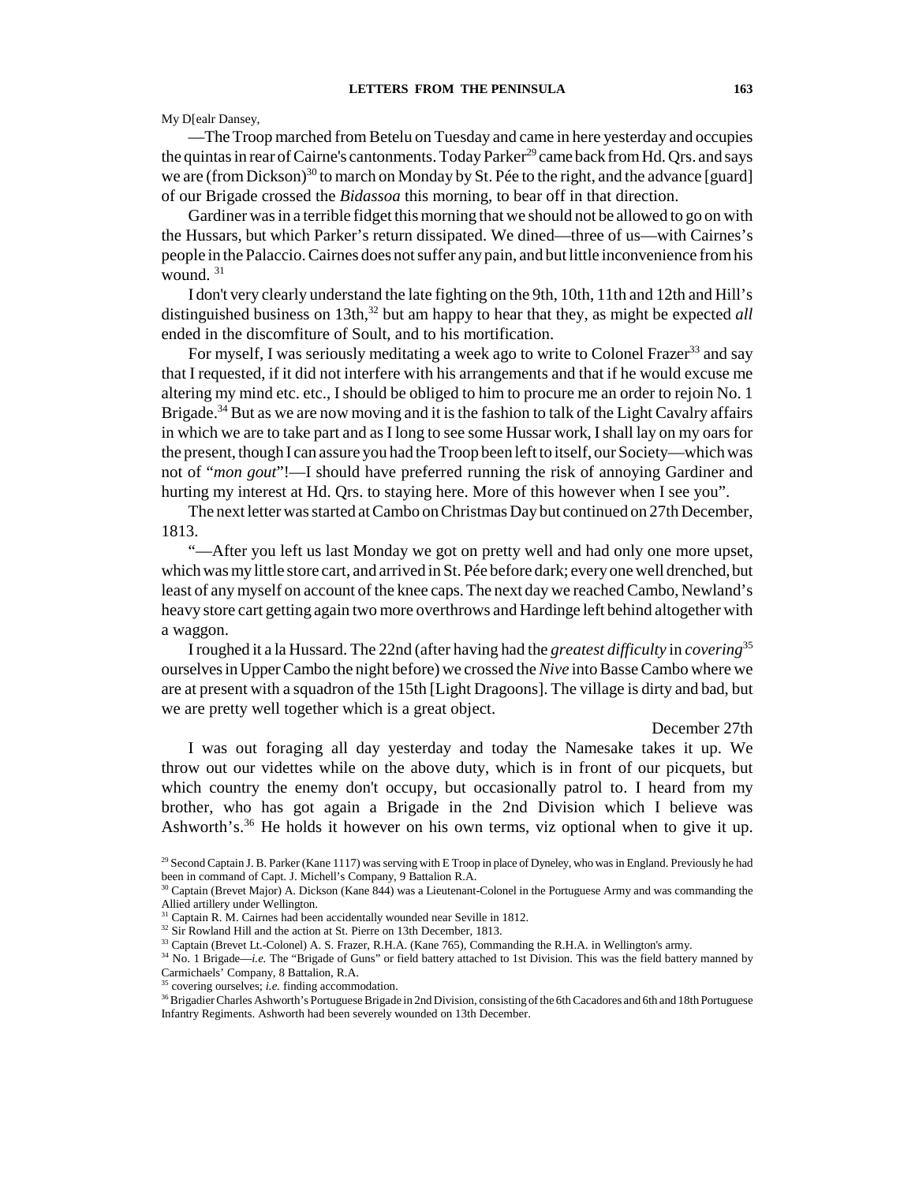My D[ealr Dansey,

—The Troop marched from Betelu on Tuesday and came in here yesterday and occupies the quintas in rear of Cairne's cantonments. Today Parker[29] came back from Hd. Qrs. and says we are (from Dickson)[30] to march on Monday by St. Pée to the right, and the advance [guard] of our Brigade crossed the *Bidassoa* this morning, to bear off in that direction.

Gardiner was in a terrible fidget this morning that we should not be allowed to go on with the Hussars, but which Parker's return dissipated. We dined—three of us—with Cairnes's people in the Palaccio. Cairnes does not suffer any pain, and but little inconvenience from his wound. [31]

I don't very clearly understand the late fighting on the 9th, 10th, 11th and 12th and Hill's distinguished business on 13th,[32] but am happy to hear that they, as might be expected *all* ended in the discomfiture of Soult, and to his mortification.

For myself, I was seriously meditating a week ago to write to Colonel Frazer[33] and say that I requested, if it did not interfere with his arrangements and that if he would excuse me altering my mind etc. etc., I should be obliged to him to procure me an order to rejoin No. 1 Brigade.[34] But as we are now moving and it is the fashion to talk of the Light Cavalry affairs in which we are to take part and as I long to see some Hussar work, I shall lay on my oars for the present, though I can assure you had the Troop been left to itself, our Society—which was not of "*mon gout*"!—I should have preferred running the risk of annoying Gardiner and hurting my interest at Hd. Qrs. to staying here. More of this however when I see you".

The next letter was started at Cambo on Christmas Day but continued on 27th December, 1813.

"—After you left us last Monday we got on pretty well and had only one more upset, which was my little store cart, and arrived in St. Pée before dark; every one well drenched, but least of any myself on account of the knee caps. The next day we reached Cambo, Newland's heavy store cart getting again two more overthrows and Hardinge left behind altogether with a waggon.

I roughed it a la Hussard. The 22nd (after having had the *greatest difficulty* in *covering*[35] ourselves in Upper Cambo the night before) we crossed the *Nive* into Basse Cambo where we are at present with a squadron of the 15th [Light Dragoons]. The village is dirty and bad, but we are pretty well together which is a great object.

December 27th

I was out foraging all day yesterday and today the Namesake takes it up. We throw out our videttes while on the above duty, which is in front of our picquets, but which country the enemy don't occupy, but occasionally patrol to. I heard from my brother, who has got again a Brigade in the 2nd Division which I believe was Ashworth's.[36] He holds it however on his own terms, viz optional when to give it up.

---

[29] Second Captain J. B. Parker (Kane 1117) was serving with E Troop in place of Dyneley, who was in England. Previously he had been in command of Capt. J. Michell's Company, 9 Battalion R.A.

[30] Captain (Brevet Major) A. Dickson (Kane 844) was a Lieutenant-Colonel in the Portuguese Army and was commanding the Allied artillery under Wellington.

[31] Captain R. M. Cairnes had been accidentally wounded near Seville in 1812.

[32] Sir Rowland Hill and the action at St. Pierre on 13th December, 1813.

[33] Captain (Brevet Lt.-Colonel) A. S. Frazer, R.H.A. (Kane 765), Commanding the R.H.A. in Wellington's army.

[34] No. 1 Brigade—*i.e.* The "Brigade of Guns" or field battery attached to 1st Division. This was the field battery manned by Carmichaels' Company, 8 Battalion, R.A.

[35] covering ourselves; *i.e.* finding accommodation.

[36] Brigadier Charles Ashworth's Portuguese Brigade in 2nd Division, consisting of the 6th Cacadores and 6th and 18th Portuguese Infantry Regiments. Ashworth had been severely wounded on 13th December.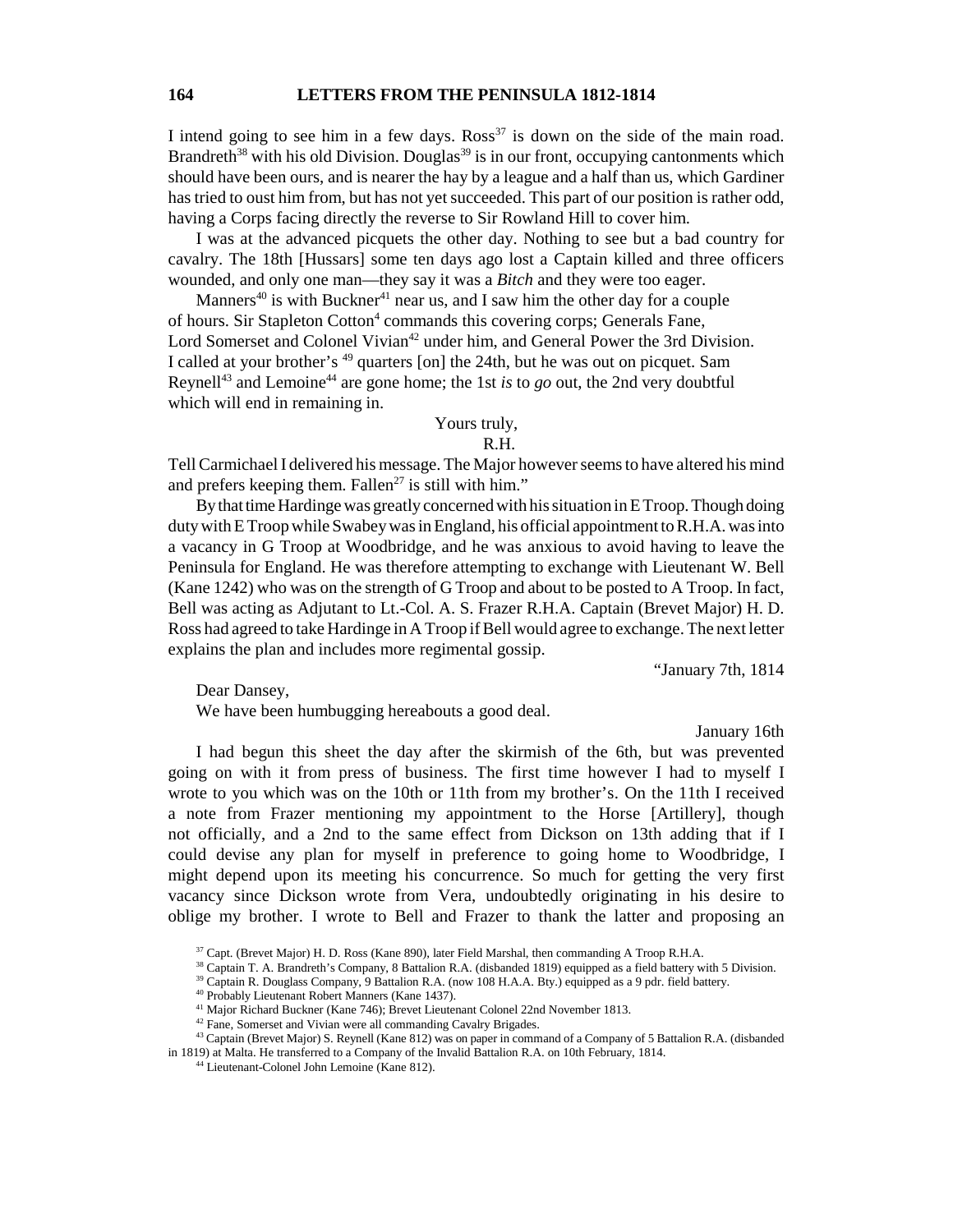I intend going to see him in a few days. Ross[37] is down on the side of the main road. Brandreth[38] with his old Division. Douglas[39] is in our front, occupying cantonments which should have been ours, and is nearer the hay by a league and a half than us, which Gardiner has tried to oust him from, but has not yet succeeded. This part of our position is rather odd, having a Corps facing directly the reverse to Sir Rowland Hill to cover him.

I was at the advanced picquets the other day. Nothing to see but a bad country for cavalry. The 18th [Hussars] some ten days ago lost a Captain killed and three officers wounded, and only one man—they say it was a *Bitch* and they were too eager.

Manners[40] is with Buckner[41] near us, and I saw him the other day for a couple of hours. Sir Stapleton Cotton[4] commands this covering corps; Generals Fane, Lord Somerset and Colonel Vivian[42] under him, and General Power the 3rd Division. I called at your brother's [49] quarters [on] the 24th, but he was out on picquet. Sam Reynell[43] and Lemoine[44] are gone home; the 1st *is* to *go* out, the 2nd very doubtful which will end in remaining in.

Yours truly,
R.H.

Tell Carmichael I delivered his message. The Major however seems to have altered his mind and prefers keeping them. Fallen[27] is still with him."

By that time Hardinge was greatly concerned with his situation in E Troop. Though doing duty with E Troop while Swabey was in England, his official appointment to R.H.A. was into a vacancy in G Troop at Woodbridge, and he was anxious to avoid having to leave the Peninsula for England. He was therefore attempting to exchange with Lieutenant W. Bell (Kane 1242) who was on the strength of G Troop and about to be posted to A Troop. In fact, Bell was acting as Adjutant to Lt.-Col. A. S. Frazer R.H.A. Captain (Brevet Major) H. D. Ross had agreed to take Hardinge in A Troop if Bell would agree to exchange. The next letter explains the plan and includes more regimental gossip.

"January 7th, 1814

Dear Dansey,

We have been humbugging hereabouts a good deal.

January 16th

I had begun this sheet the day after the skirmish of the 6th, but was prevented going on with it from press of business. The first time however I had to myself I wrote to you which was on the 10th or 11th from my brother's. On the 11th I received a note from Frazer mentioning my appointment to the Horse [Artillery], though not officially, and a 2nd to the same effect from Dickson on 13th adding that if I could devise any plan for myself in preference to going home to Woodbridge, I might depend upon its meeting his concurrence. So much for getting the very first vacancy since Dickson wrote from Vera, undoubtedly originating in his desire to oblige my brother. I wrote to Bell and Frazer to thank the latter and proposing an

[37] Capt. (Brevet Major) H. D. Ross (Kane 890), later Field Marshal, then commanding A Troop R.H.A.

[38] Captain T. A. Brandreth's Company, 8 Battalion R.A. (disbanded 1819) equipped as a field battery with 5 Division.

[39] Captain R. Douglass Company, 9 Battalion R.A. (now 108 H.A.A. Bty.) equipped as a 9 pdr. field battery.

[40] Probably Lieutenant Robert Manners (Kane 1437).

[41] Major Richard Buckner (Kane 746); Brevet Lieutenant Colonel 22nd November 1813.

[42] Fane, Somerset and Vivian were all commanding Cavalry Brigades.

[43] Captain (Brevet Major) S. Reynell (Kane 812) was on paper in command of a Company of 5 Battalion R.A. (disbanded in 1819) at Malta. He transferred to a Company of the Invalid Battalion R.A. on 10th February, 1814.

[44] Lieutenant-Colonel John Lemoine (Kane 812).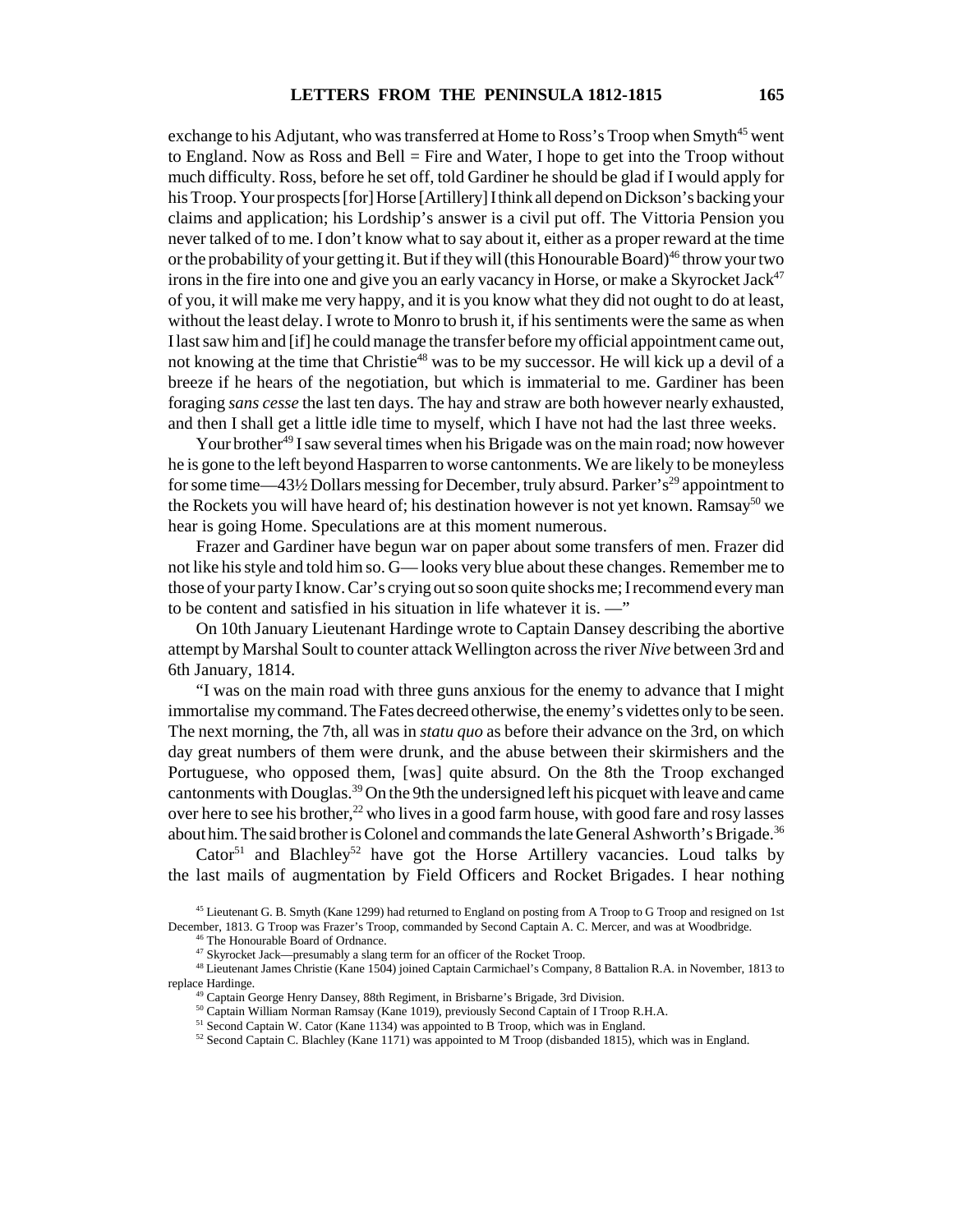exchange to his Adjutant, who was transferred at Home to Ross's Troop when Smyth[45] went to England. Now as Ross and Bell = Fire and Water, I hope to get into the Troop without much difficulty. Ross, before he set off, told Gardiner he should be glad if I would apply for his Troop. Your prospects [for] Horse [Artillery] I think all depend on Dickson's backing your claims and application; his Lordship's answer is a civil put off. The Vittoria Pension you never talked of to me. I don't know what to say about it, either as a proper reward at the time or the probability of your getting it. But if they will (this Honourable Board)[46] throw your two irons in the fire into one and give you an early vacancy in Horse, or make a Skyrocket Jack[47] of you, it will make me very happy, and it is you know what they did not ought to do at least, without the least delay. I wrote to Monro to brush it, if his sentiments were the same as when I last saw him and [if] he could manage the transfer before my official appointment came out, not knowing at the time that Christie[48] was to be my successor. He will kick up a devil of a breeze if he hears of the negotiation, but which is immaterial to me. Gardiner has been foraging *sans cesse* the last ten days. The hay and straw are both however nearly exhausted, and then I shall get a little idle time to myself, which I have not had the last three weeks.

Your brother[49] I saw several times when his Brigade was on the main road; now however he is gone to the left beyond Hasparren to worse cantonments. We are likely to be moneyless for some time—43½ Dollars messing for December, truly absurd. Parker's[29] appointment to the Rockets you will have heard of; his destination however is not yet known. Ramsay[50] we hear is going Home. Speculations are at this moment numerous.

Frazer and Gardiner have begun war on paper about some transfers of men. Frazer did not like his style and told him so. G— looks very blue about these changes. Remember me to those of your party I know. Car's crying out so soon quite shocks me; I recommend every man to be content and satisfied in his situation in life whatever it is. —"

On 10th January Lieutenant Hardinge wrote to Captain Dansey describing the abortive attempt by Marshal Soult to counter attack Wellington across the river *Nive* between 3rd and 6th January, 1814.

"I was on the main road with three guns anxious for the enemy to advance that I might immortalise my command. The Fates decreed otherwise, the enemy's videttes only to be seen. The next morning, the 7th, all was in *statu quo* as before their advance on the 3rd, on which day great numbers of them were drunk, and the abuse between their skirmishers and the Portuguese, who opposed them, [was] quite absurd. On the 8th the Troop exchanged cantonments with Douglas.[39] On the 9th the undersigned left his picquet with leave and came over here to see his brother,[22] who lives in a good farm house, with good fare and rosy lasses about him. The said brother is Colonel and commands the late General Ashworth's Brigade.[36]

Cator[51] and Blachley[52] have got the Horse Artillery vacancies. Loud talks by the last mails of augmentation by Field Officers and Rocket Brigades. I hear nothing

[45] Lieutenant G. B. Smyth (Kane 1299) had returned to England on posting from A Troop to G Troop and resigned on 1st December, 1813. G Troop was Frazer's Troop, commanded by Second Captain A. C. Mercer, and was at Woodbridge.

[46] The Honourable Board of Ordnance.

[47] Skyrocket Jack—presumably a slang term for an officer of the Rocket Troop.

[48] Lieutenant James Christie (Kane 1504) joined Captain Carmichael's Company, 8 Battalion R.A. in November, 1813 to replace Hardinge.

[49] Captain George Henry Dansey, 88th Regiment, in Brisbarne's Brigade, 3rd Division.

[50] Captain William Norman Ramsay (Kane 1019), previously Second Captain of I Troop R.H.A.

[51] Second Captain W. Cator (Kane 1134) was appointed to B Troop, which was in England.

[52] Second Captain C. Blachley (Kane 1171) was appointed to M Troop (disbanded 1815), which was in England.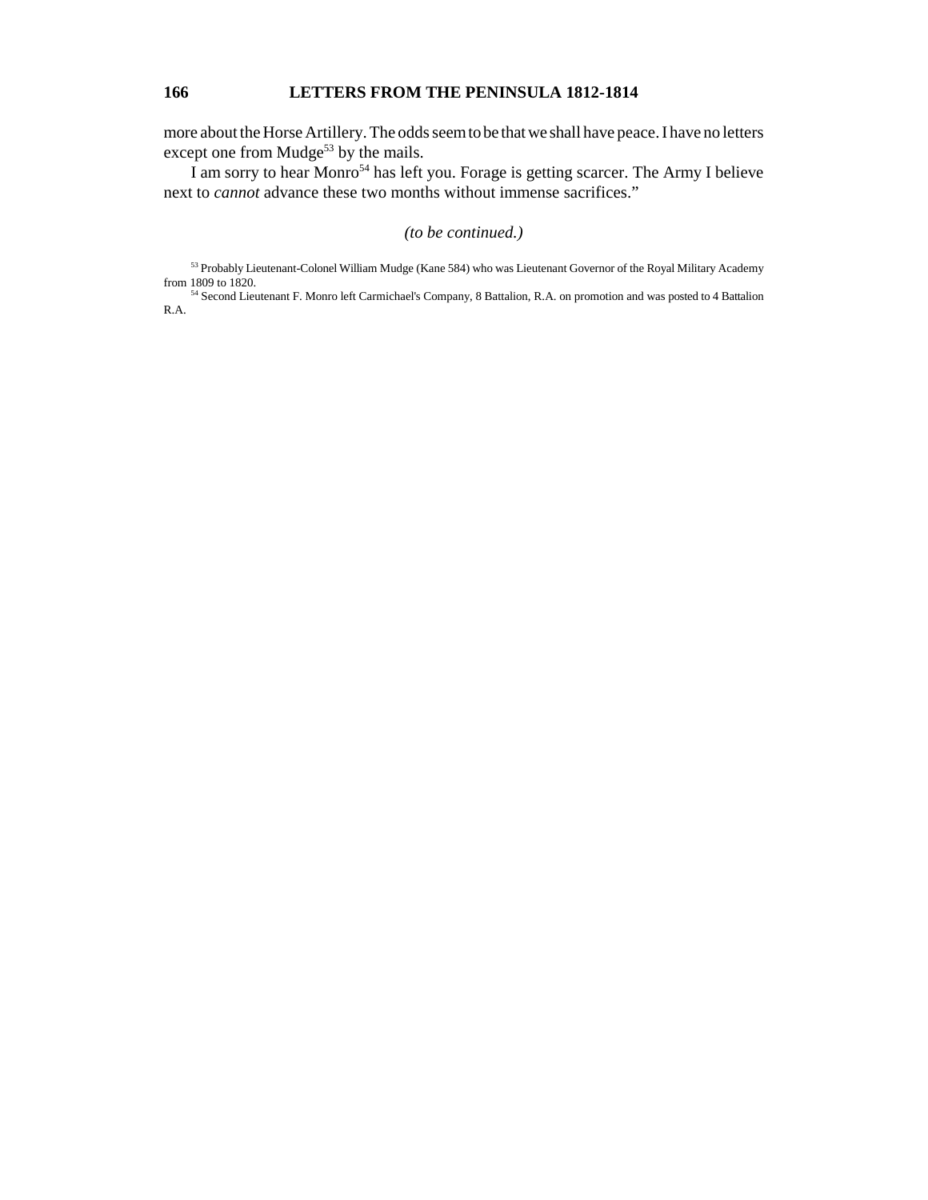more about the Horse Artillery. The odds seem to be that we shall have peace. I have no letters except one from Mudge[53] by the mails.

I am sorry to hear Monro[54] has left you. Forage is getting scarcer. The Army I believe next to *cannot* advance these two months without immense sacrifices."

*(to be continued.)*

[53] Probably Lieutenant-Colonel William Mudge (Kane 584) who was Lieutenant Governor of the Royal Military Academy from 1809 to 1820.

[54] Second Lieutenant F. Monro left Carmichael's Company, 8 Battalion, R.A. on promotion and was posted to 4 Battalion R.A.